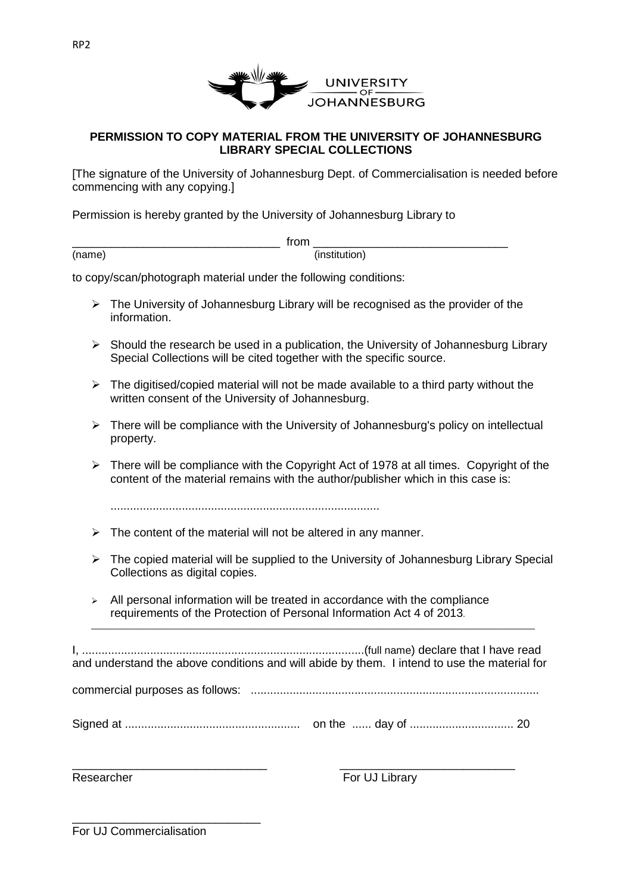RP2

UNIVERSITY OF JOHANNESBURG

**PERMISSION TO COPY MATERIAL FROM THE UNIVERSITY OF JOHANNESBURG LIBRARY SPECIAL COLLECTIONS**

[The signature of the University of Johannesburg Dept. of Commercialisation is needed before commencing with any copying.]

Permission is hereby granted by the University of Johannesburg Library to

________________________________ from ______________________________
(name) (institution)

to copy/scan/photograph material under the following conditions:

- The University of Johannesburg Library will be recognised as the provider of the information.
- Should the research be used in a publication, the University of Johannesburg Library Special Collections will be cited together with the specific source.
- The digitised/copied material will not be made available to a third party without the written consent of the University of Johannesburg.
- There will be compliance with the University of Johannesburg's policy on intellectual property.
- There will be compliance with the Copyright Act of 1978 at all times. Copyright of the content of the material remains with the author/publisher which in this case is:

  ..................................................................................
- The content of the material will not be altered in any manner.
- The copied material will be supplied to the University of Johannesburg Library Special Collections as digital copies.
- All personal information will be treated in accordance with the compliance requirements of the Protection of Personal Information Act 4 of 2013.

---

I, ......................................................................................(full name) declare that I have read and understand the above conditions and will abide by them. I intend to use the material for

commercial purposes as follows: ........................................................................................

Signed at ..................................................... on the ...... day of ................................ 20

______________________________ ___________________________
Researcher For UJ Library

_____________________________
For UJ Commercialisation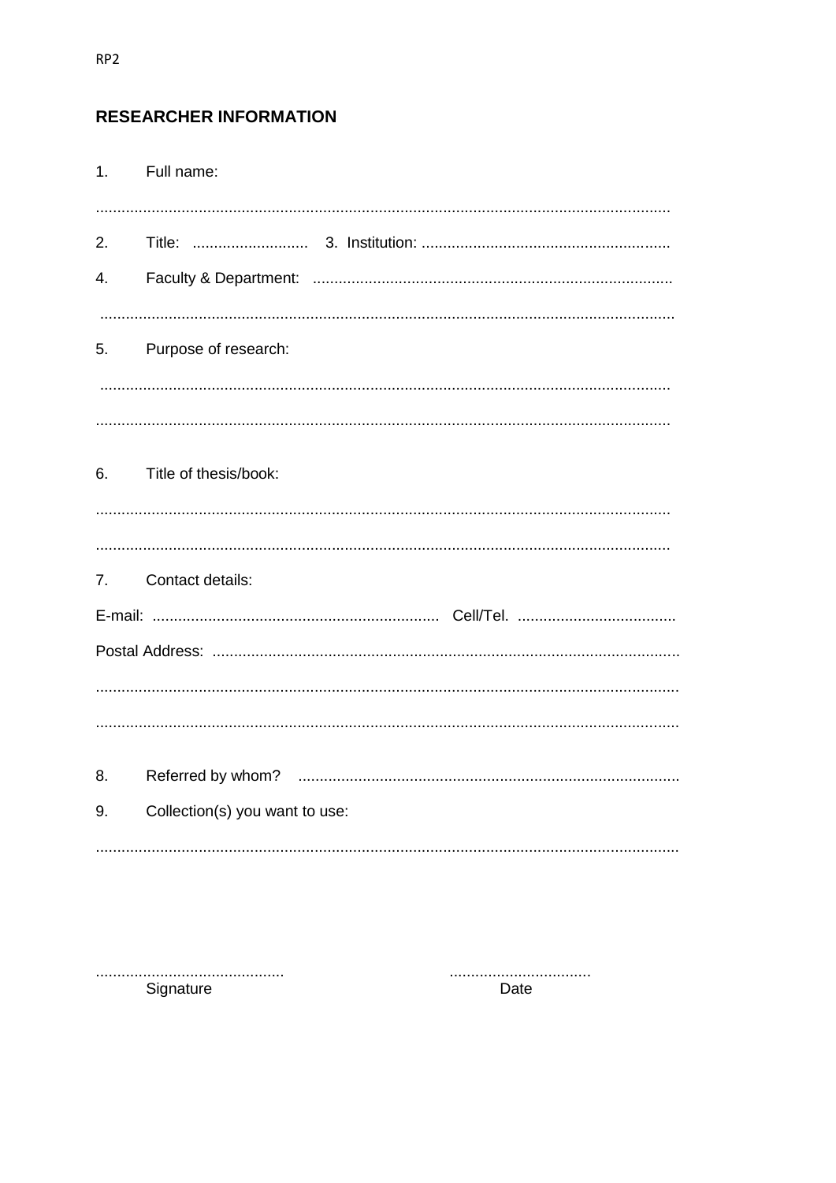RP2

## RESEARCHER INFORMATION

1. Full name:

.......................................................................................................................................

2. Title: ........................... 3. Institution: .........................................................

4. Faculty & Department: ..................................................................................

.......................................................................................................................................

5. Purpose of research:

.......................................................................................................................................

.......................................................................................................................................

6. Title of thesis/book:

.......................................................................................................................................

.......................................................................................................................................

7. Contact details:

E-mail: .................................................................. Cell/Tel. ....................................

Postal Address: ..........................................................................................................

.......................................................................................................................................

.......................................................................................................................................

8. Referred by whom? ........................................................................................

9. Collection(s) you want to use:

.......................................................................................................................................

........................................... .................................
Signature Date